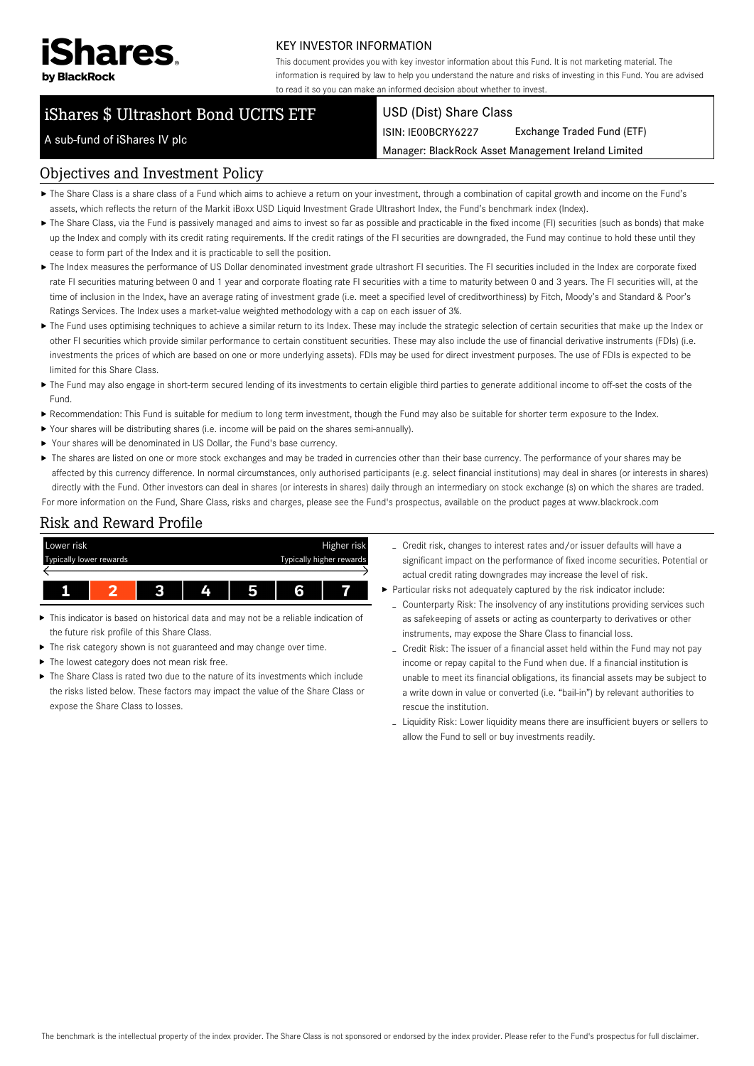# iShares by BlackRock

KEY INVESTOR INFORMATION

This document provides you with key investor information about this Fund. It is not marketing material. The information is required by law to help you understand the nature and risks of investing in this Fund. You are advised to read it so you can make an informed decision about whether to invest.

## iShares $ Ultrashort Bond UCITS ETF

A sub-fund of iShares IV plc

USD (Dist) Share Class

ISIN: IE00BCRY6227 Exchange Traded Fund (ETF)

Manager: BlackRock Asset Management Ireland Limited

## Objectives and Investment Policy

- The Share Class is a share class of a Fund which aims to achieve a return on your investment, through a combination of capital growth and income on the Fund's assets, which reflects the return of the Markit iBoxx USD Liquid Investment Grade Ultrashort Index, the Fund's benchmark index (Index).
- The Share Class, via the Fund is passively managed and aims to invest so far as possible and practicable in the fixed income (FI) securities (such as bonds) that make up the Index and comply with its credit rating requirements. If the credit ratings of the FI securities are downgraded, the Fund may continue to hold these until they cease to form part of the Index and it is practicable to sell the position.
- The Index measures the performance of US Dollar denominated investment grade ultrashort FI securities. The FI securities included in the Index are corporate fixed rate FI securities maturing between 0 and 1 year and corporate floating rate FI securities with a time to maturity between 0 and 3 years. The FI securities will, at the time of inclusion in the Index, have an average rating of investment grade (i.e. meet a specified level of creditworthiness) by Fitch, Moody's and Standard & Poor's Ratings Services. The Index uses a market-value weighted methodology with a cap on each issuer of 3%.
- The Fund uses optimising techniques to achieve a similar return to its Index. These may include the strategic selection of certain securities that make up the Index or other FI securities which provide similar performance to certain constituent securities. These may also include the use of financial derivative instruments (FDIs) (i.e. investments the prices of which are based on one or more underlying assets). FDIs may be used for direct investment purposes. The use of FDIs is expected to be limited for this Share Class.
- The Fund may also engage in short-term secured lending of its investments to certain eligible third parties to generate additional income to off-set the costs of the Fund.
- Recommendation: This Fund is suitable for medium to long term investment, though the Fund may also be suitable for shorter term exposure to the Index.
- Your shares will be distributing shares (i.e. income will be paid on the shares semi-annually).
- Your shares will be denominated in US Dollar, the Fund's base currency.
- The shares are listed on one or more stock exchanges and may be traded in currencies other than their base currency. The performance of your shares may be affected by this currency difference. In normal circumstances, only authorised participants (e.g. select financial institutions) may deal in shares (or interests in shares) directly with the Fund. Other investors can deal in shares (or interests in shares) daily through an intermediary on stock exchange (s) on which the shares are traded.

For more information on the Fund, Share Class, risks and charges, please see the Fund's prospectus, available on the product pages at www.blackrock.com

## Risk and Reward Profile

Lower risk / Typically lower rewards — Higher risk / Typically higher rewards

1 **2** 3 4 5 6 7

- This indicator is based on historical data and may not be a reliable indication of the future risk profile of this Share Class.
- The risk category shown is not guaranteed and may change over time.
- The lowest category does not mean risk free.
- The Share Class is rated two due to the nature of its investments which include the risks listed below. These factors may impact the value of the Share Class or expose the Share Class to losses.
  - Credit risk, changes to interest rates and/or issuer defaults will have a significant impact on the performance of fixed income securities. Potential or actual credit rating downgrades may increase the level of risk.
- Particular risks not adequately captured by the risk indicator include:
  - Counterparty Risk: The insolvency of any institutions providing services such as safekeeping of assets or acting as counterparty to derivatives or other instruments, may expose the Share Class to financial loss.
  - Credit Risk: The issuer of a financial asset held within the Fund may not pay income or repay capital to the Fund when due. If a financial institution is unable to meet its financial obligations, its financial assets may be subject to a write down in value or converted (i.e. "bail-in") by relevant authorities to rescue the institution.
  - Liquidity Risk: Lower liquidity means there are insufficient buyers or sellers to allow the Fund to sell or buy investments readily.

The benchmark is the intellectual property of the index provider. The Share Class is not sponsored or endorsed by the index provider. Please refer to the Fund's prospectus for full disclaimer.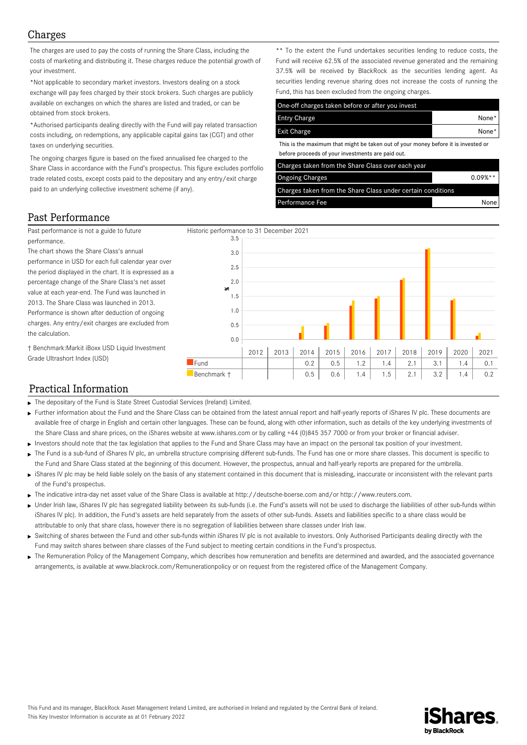## Charges

The charges are used to pay the costs of running the Share Class, including the costs of marketing and distributing it. These charges reduce the potential growth of your investment.

*Not applicable to secondary market investors. Investors dealing on a stock exchange will pay fees charged by their stock brokers. Such charges are publicly available on exchanges on which the shares are listed and traded, or can be obtained from stock brokers.

*Authorised participants dealing directly with the Fund will pay related transaction costs including, on redemptions, any applicable capital gains tax (CGT) and other taxes on underlying securities.

The ongoing charges figure is based on the fixed annualised fee charged to the Share Class in accordance with the Fund's prospectus. This figure excludes portfolio trade related costs, except costs paid to the depositary and any entry/exit charge paid to an underlying collective investment scheme (if any).

** To the extent the Fund undertakes securities lending to reduce costs, the Fund will receive 62.5% of the associated revenue generated and the remaining 37.5% will be received by BlackRock as the securities lending agent. As securities lending revenue sharing does not increase the costs of running the Fund, this has been excluded from the ongoing charges.

| One-off charges taken before or after you invest | |
|---|---|
| Entry Charge | None* |
| Exit Charge | None* |

This is the maximum that might be taken out of your money before it is invested or before proceeds of your investments are paid out.

| Charges taken from the Share Class over each year | |
|---|---|
| Ongoing Charges | 0.09%** |

| Charges taken from the Share Class under certain conditions | |
|---|---|
| Performance Fee | None |

## Past Performance

Past performance is not a guide to future performance.

The chart shows the Share Class's annual performance in USD for each full calendar year over the period displayed in the chart. It is expressed as a percentage change of the Share Class's net asset value at each year-end. The Fund was launched in 2013. The Share Class was launched in 2013.

Performance is shown after deduction of ongoing charges. Any entry/exit charges are excluded from the calculation.

† Benchmark:Markit iBoxx USD Liquid Investment Grade Ultrashort Index (USD)

Historic performance to 31 December 2021

%

3.5
3.0
2.5
2.0
1.5
1.0
0.5
0.0

2012 2013 2014 2015 2016 2017 2018 2019 2020 2021

Fund: 0.2 0.5 1.2 1.4 2.1 3.1 1.4 0.1

Benchmark †: 0.5 0.6 1.4 1.5 2.1 3.2 1.4 0.2

## Practical Information

- The depositary of the Fund is State Street Custodial Services (Ireland) Limited.
- Further information about the Fund and the Share Class can be obtained from the latest annual report and half-yearly reports of iShares IV plc. These documents are available free of charge in English and certain other languages. These can be found, along with other information, such as details of the key underlying investments of the Share Class and share prices, on the iShares website at www.ishares.com or by calling +44 (0)845 357 7000 or from your broker or financial adviser.
- Investors should note that the tax legislation that applies to the Fund and Share Class may have an impact on the personal tax position of your investment.
- The Fund is a sub-fund of iShares IV plc, an umbrella structure comprising different sub-funds. The Fund has one or more share classes. This document is specific to the Fund and Share Class stated at the beginning of this document. However, the prospectus, annual and half-yearly reports are prepared for the umbrella.
- iShares IV plc may be held liable solely on the basis of any statement contained in this document that is misleading, inaccurate or inconsistent with the relevant parts of the Fund's prospectus.
- The indicative intra-day net asset value of the Share Class is available at http://deutsche-boerse.com and/or http://www.reuters.com.
- Under Irish law, iShares IV plc has segregated liability between its sub-funds (i.e. the Fund's assets will not be used to discharge the liabilities of other sub-funds within iShares IV plc). In addition, the Fund's assets are held separately from the assets of other sub-funds. Assets and liabilities specific to a share class would be attributable to only that share class, however there is no segregation of liabilities between share classes under Irish law.
- Switching of shares between the Fund and other sub-funds within iShares IV plc is not available to investors. Only Authorised Participants dealing directly with the Fund may switch shares between share classes of the Fund subject to meeting certain conditions in the Fund's prospectus.
- The Remuneration Policy of the Management Company, which describes how remuneration and benefits are determined and awarded, and the associated governance arrangements, is available at www.blackrock.com/Remunerationpolicy or on request from the registered office of the Management Company.

This Fund and its manager, BlackRock Asset Management Ireland Limited, are authorised in Ireland and regulated by the Central Bank of Ireland.
This Key Investor Information is accurate as at 01 February 2022

iShares by BlackRock